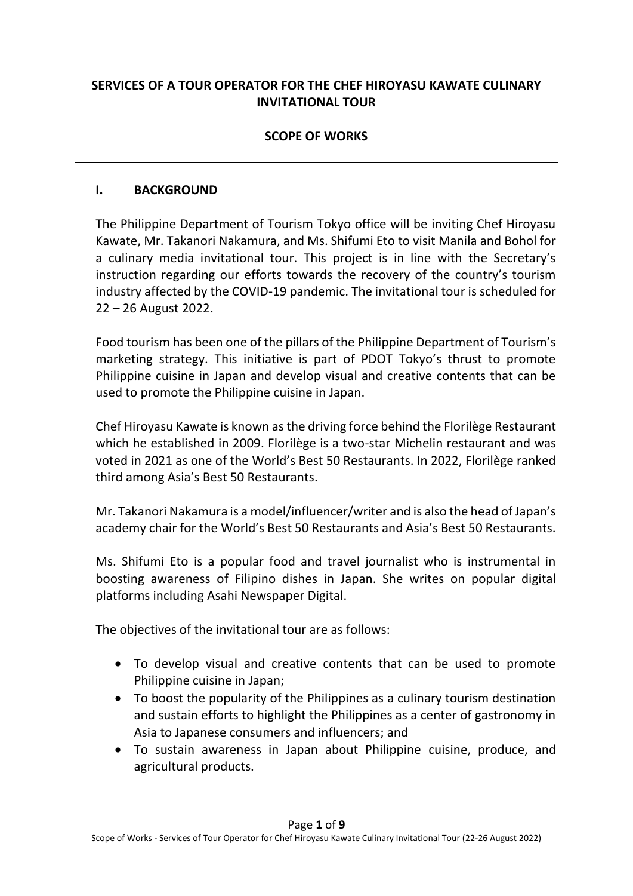# SERVICES OF A TOUR OPERATOR FOR THE CHEF HIROYASU KAWATE CULINARY INVITATIONAL TOUR

## SCOPE OF WORKS

---

## I. BACKGROUND

The Philippine Department of Tourism Tokyo office will be inviting Chef Hiroyasu Kawate, Mr. Takanori Nakamura, and Ms. Shifumi Eto to visit Manila and Bohol for a culinary media invitational tour. This project is in line with the Secretary's instruction regarding our efforts towards the recovery of the country's tourism industry affected by the COVID-19 pandemic. The invitational tour is scheduled for 22 – 26 August 2022.

Food tourism has been one of the pillars of the Philippine Department of Tourism's marketing strategy. This initiative is part of PDOT Tokyo's thrust to promote Philippine cuisine in Japan and develop visual and creative contents that can be used to promote the Philippine cuisine in Japan.

Chef Hiroyasu Kawate is known as the driving force behind the Florilège Restaurant which he established in 2009. Florilège is a two-star Michelin restaurant and was voted in 2021 as one of the World's Best 50 Restaurants. In 2022, Florilège ranked third among Asia's Best 50 Restaurants.

Mr. Takanori Nakamura is a model/influencer/writer and is also the head of Japan's academy chair for the World's Best 50 Restaurants and Asia's Best 50 Restaurants.

Ms. Shifumi Eto is a popular food and travel journalist who is instrumental in boosting awareness of Filipino dishes in Japan. She writes on popular digital platforms including Asahi Newspaper Digital.

The objectives of the invitational tour are as follows:

- To develop visual and creative contents that can be used to promote Philippine cuisine in Japan;
- To boost the popularity of the Philippines as a culinary tourism destination and sustain efforts to highlight the Philippines as a center of gastronomy in Asia to Japanese consumers and influencers; and
- To sustain awareness in Japan about Philippine cuisine, produce, and agricultural products.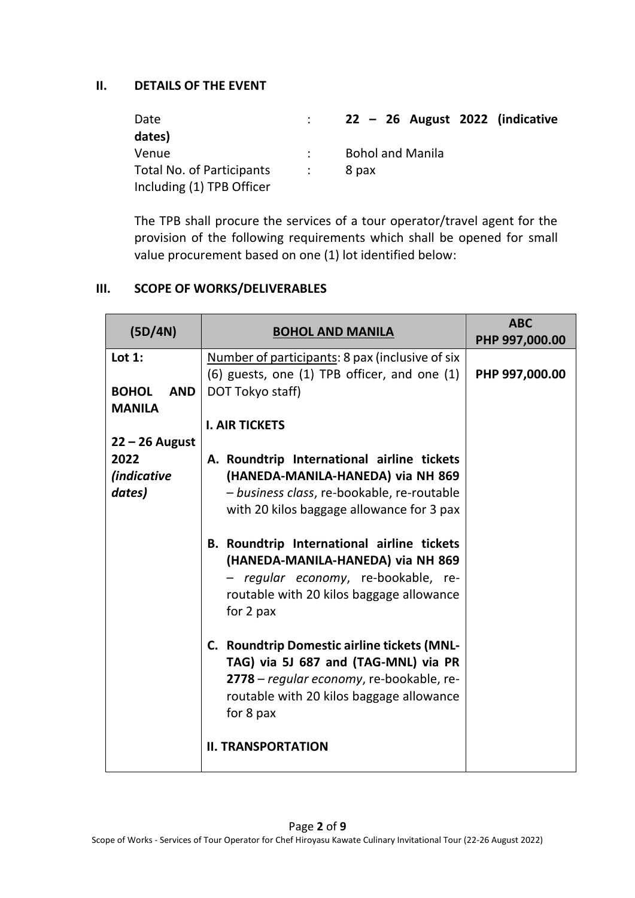## II. DETAILS OF THE EVENT

| | | |
|---|---|---|
| Date | : | **22 – 26 August 2022 (indicative dates)** |
| Venue | : | Bohol and Manila |
| Total No. of Participants Including (1) TPB Officer | : | 8 pax |

The TPB shall procure the services of a tour operator/travel agent for the provision of the following requirements which shall be opened for small value procurement based on one (1) lot identified below:

## III. SCOPE OF WORKS/DELIVERABLES

| (5D/4N) | <u>BOHOL AND MANILA</u> | ABC PHP 997,000.00 |
|---|---|---|
| **Lot 1:**<br><br>**BOHOL AND MANILA**<br><br>**22 – 26 August 2022** ***(indicative dates)*** | <u>Number of participants</u>: 8 pax (inclusive of six (6) guests, one (1) TPB officer, and one (1) DOT Tokyo staff)<br><br>**I. AIR TICKETS**<br><br>**A. Roundtrip International airline tickets (HANEDA-MANILA-HANEDA) via NH 869** – *business class*, re-bookable, re-routable with 20 kilos baggage allowance for 3 pax<br><br>**B. Roundtrip International airline tickets (HANEDA-MANILA-HANEDA) via NH 869** – *regular economy*, re-bookable, re-routable with 20 kilos baggage allowance for 2 pax<br><br>**C. Roundtrip Domestic airline tickets (MNL-TAG) via 5J 687 and (TAG-MNL) via PR 2778** – *regular economy*, re-bookable, re-routable with 20 kilos baggage allowance for 8 pax<br><br>**II. TRANSPORTATION** | **PHP 997,000.00** |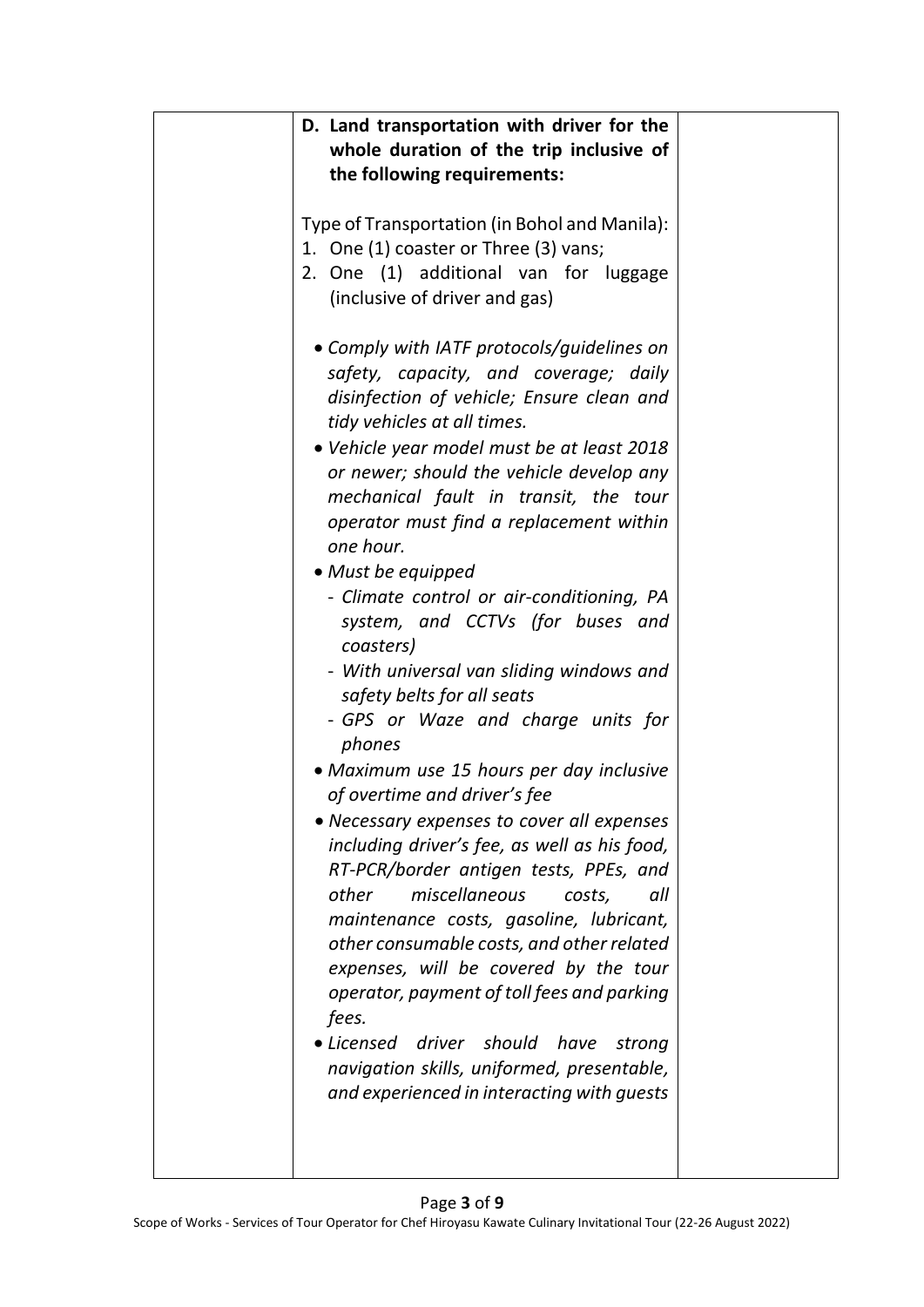| | **D. Land transportation with driver for the whole duration of the trip inclusive of the following requirements:**<br><br>Type of Transportation (in Bohol and Manila):<br>1. One (1) coaster or Three (3) vans;<br>2. One (1) additional van for luggage (inclusive of driver and gas)<br><br>• *Comply with IATF protocols/guidelines on safety, capacity, and coverage; daily disinfection of vehicle; Ensure clean and tidy vehicles at all times.*<br>• *Vehicle year model must be at least 2018 or newer; should the vehicle develop any mechanical fault in transit, the tour operator must find a replacement within one hour.*<br>• *Must be equipped*<br>&nbsp;&nbsp;- *Climate control or air-conditioning, PA system, and CCTVs (for buses and coasters)*<br>&nbsp;&nbsp;- *With universal van sliding windows and safety belts for all seats*<br>&nbsp;&nbsp;- *GPS or Waze and charge units for phones*<br>• *Maximum use 15 hours per day inclusive of overtime and driver's fee*<br>• *Necessary expenses to cover all expenses including driver's fee, as well as his food, RT-PCR/border antigen tests, PPEs, and other miscellaneous costs, all maintenance costs, gasoline, lubricant, other consumable costs, and other related expenses, will be covered by the tour operator, payment of toll fees and parking fees.*<br>• *Licensed driver should have strong navigation skills, uniformed, presentable, and experienced in interacting with guests* | |
|---|---|---|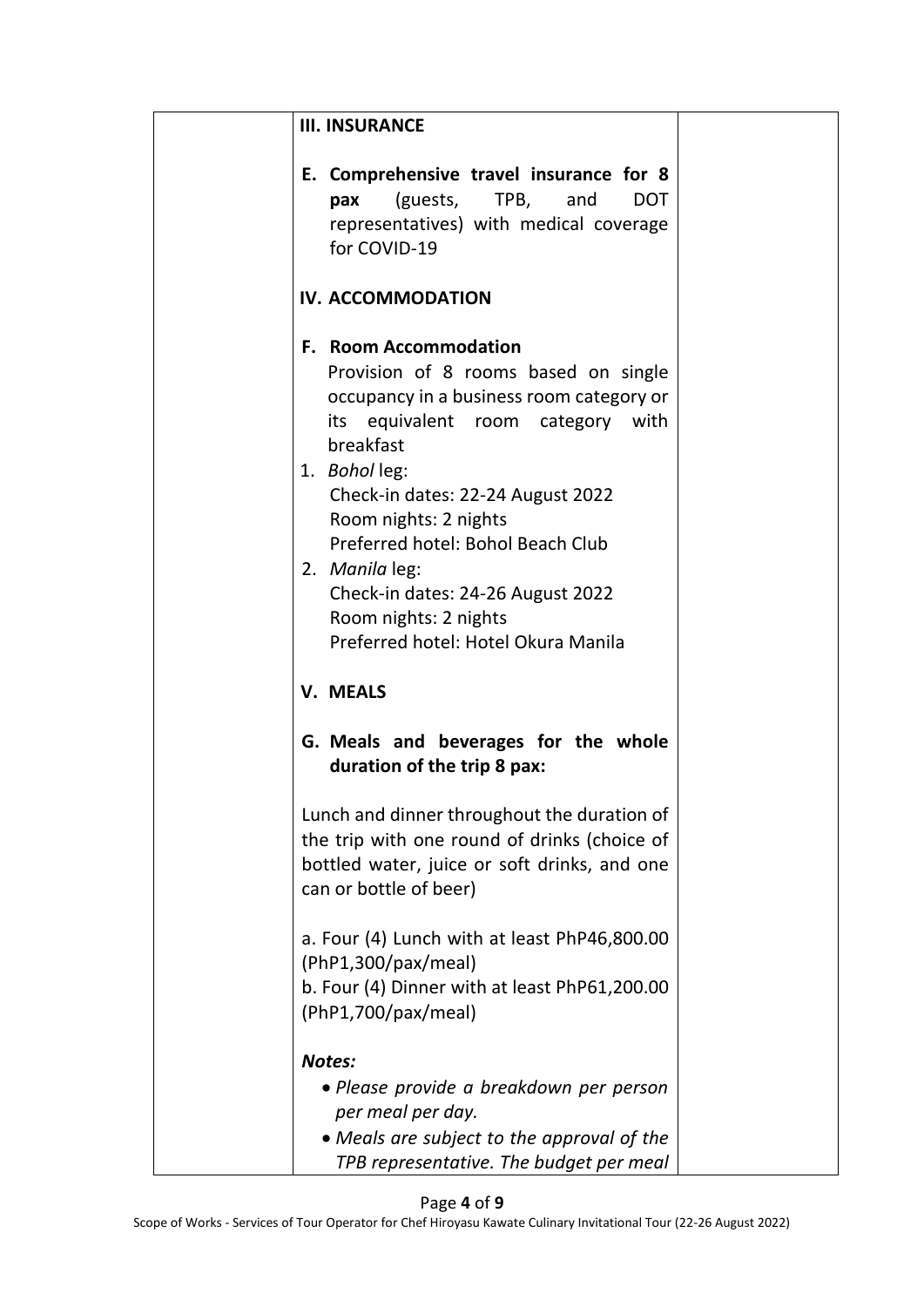| | **III. INSURANCE**<br><br>**E. Comprehensive travel insurance for 8 pax** (guests, TPB, and DOT representatives) with medical coverage for COVID-19<br><br>**IV. ACCOMMODATION**<br><br>**F. Room Accommodation**<br>Provision of 8 rooms based on single occupancy in a business room category or its equivalent room category with breakfast<br>1. *Bohol* leg:<br>Check-in dates: 22-24 August 2022<br>Room nights: 2 nights<br>Preferred hotel: Bohol Beach Club<br>2. *Manila* leg:<br>Check-in dates: 24-26 August 2022<br>Room nights: 2 nights<br>Preferred hotel: Hotel Okura Manila<br><br>**V. MEALS**<br><br>**G. Meals and beverages for the whole duration of the trip 8 pax:**<br><br>Lunch and dinner throughout the duration of the trip with one round of drinks (choice of bottled water, juice or soft drinks, and one can or bottle of beer)<br><br>a. Four (4) Lunch with at least PhP46,800.00 (PhP1,300/pax/meal)<br>b. Four (4) Dinner with at least PhP61,200.00 (PhP1,700/pax/meal)<br><br>***Notes:***<br>• *Please provide a breakdown per person per meal per day.*<br>• *Meals are subject to the approval of the TPB representative. The budget per meal* | |
|---|---|---|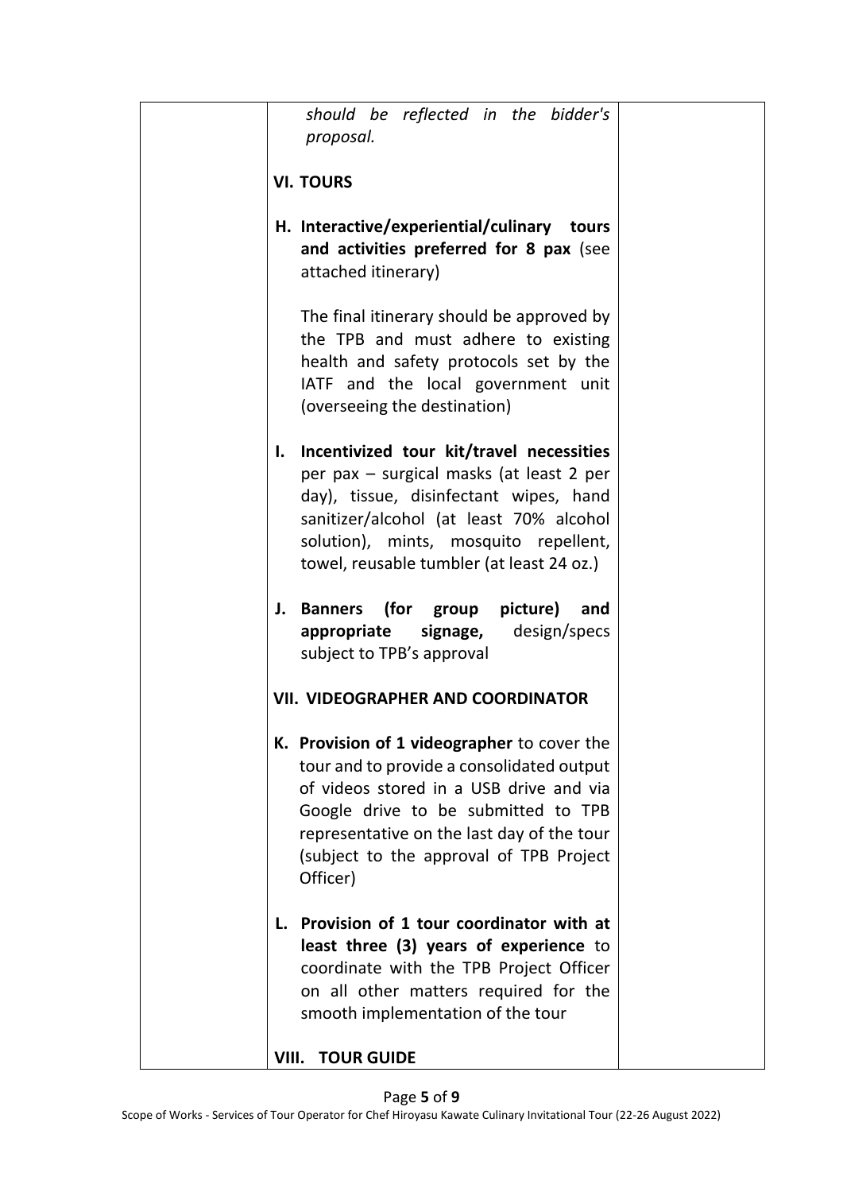| | *should be reflected in the bidder's proposal.*<br><br>**VI. TOURS**<br><br>**H. Interactive/experiential/culinary tours and activities preferred for 8 pax** (see attached itinerary)<br><br>The final itinerary should be approved by the TPB and must adhere to existing health and safety protocols set by the IATF and the local government unit (overseeing the destination)<br><br>**I. Incentivized tour kit/travel necessities** per pax – surgical masks (at least 2 per day), tissue, disinfectant wipes, hand sanitizer/alcohol (at least 70% alcohol solution), mints, mosquito repellent, towel, reusable tumbler (at least 24 oz.)<br><br>**J. Banners (for group picture) and appropriate signage,** design/specs subject to TPB's approval<br><br>**VII. VIDEOGRAPHER AND COORDINATOR**<br><br>**K. Provision of 1 videographer** to cover the tour and to provide a consolidated output of videos stored in a USB drive and via Google drive to be submitted to TPB representative on the last day of the tour (subject to the approval of TPB Project Officer)<br><br>**L. Provision of 1 tour coordinator with at least three (3) years of experience** to coordinate with the TPB Project Officer on all other matters required for the smooth implementation of the tour<br><br>**VIII. TOUR GUIDE** | |
|---|---|---|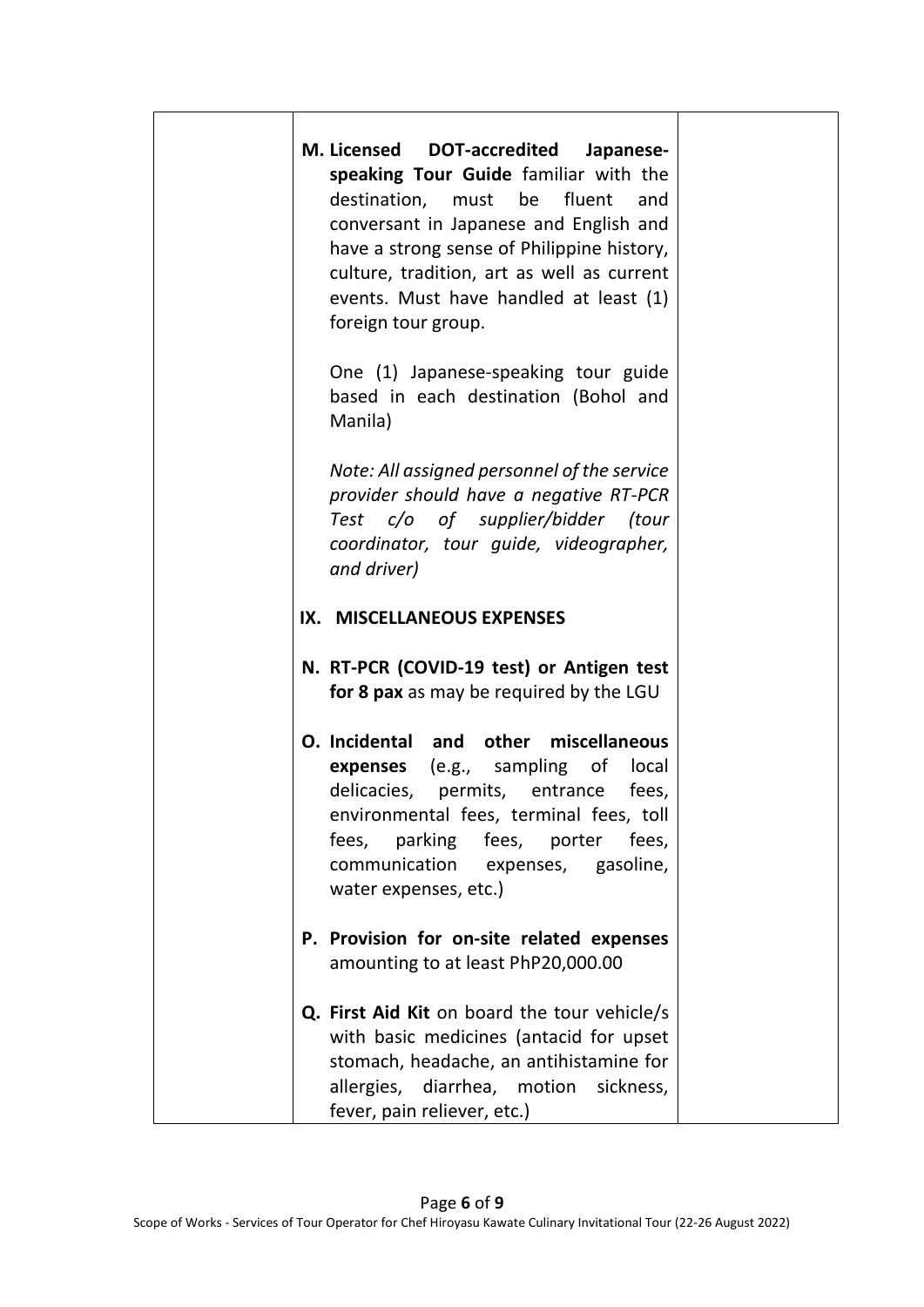| | | |
|---|---|---|
| | **M. Licensed DOT-accredited Japanese-speaking Tour Guide** familiar with the destination, must be fluent and conversant in Japanese and English and have a strong sense of Philippine history, culture, tradition, art as well as current events. Must have handled at least (1) foreign tour group.<br><br>One (1) Japanese-speaking tour guide based in each destination (Bohol and Manila)<br><br>*Note: All assigned personnel of the service provider should have a negative RT-PCR Test c/o of supplier/bidder (tour coordinator, tour guide, videographer, and driver)*<br><br>**IX. MISCELLANEOUS EXPENSES**<br><br>**N. RT-PCR (COVID-19 test) or Antigen test for 8 pax** as may be required by the LGU<br><br>**O. Incidental and other miscellaneous expenses** (e.g., sampling of local delicacies, permits, entrance fees, environmental fees, terminal fees, toll fees, parking fees, porter fees, communication expenses, gasoline, water expenses, etc.)<br><br>**P. Provision for on-site related expenses** amounting to at least PhP20,000.00<br><br>**Q. First Aid Kit** on board the tour vehicle/s with basic medicines (antacid for upset stomach, headache, an antihistamine for allergies, diarrhea, motion sickness, fever, pain reliever, etc.) | |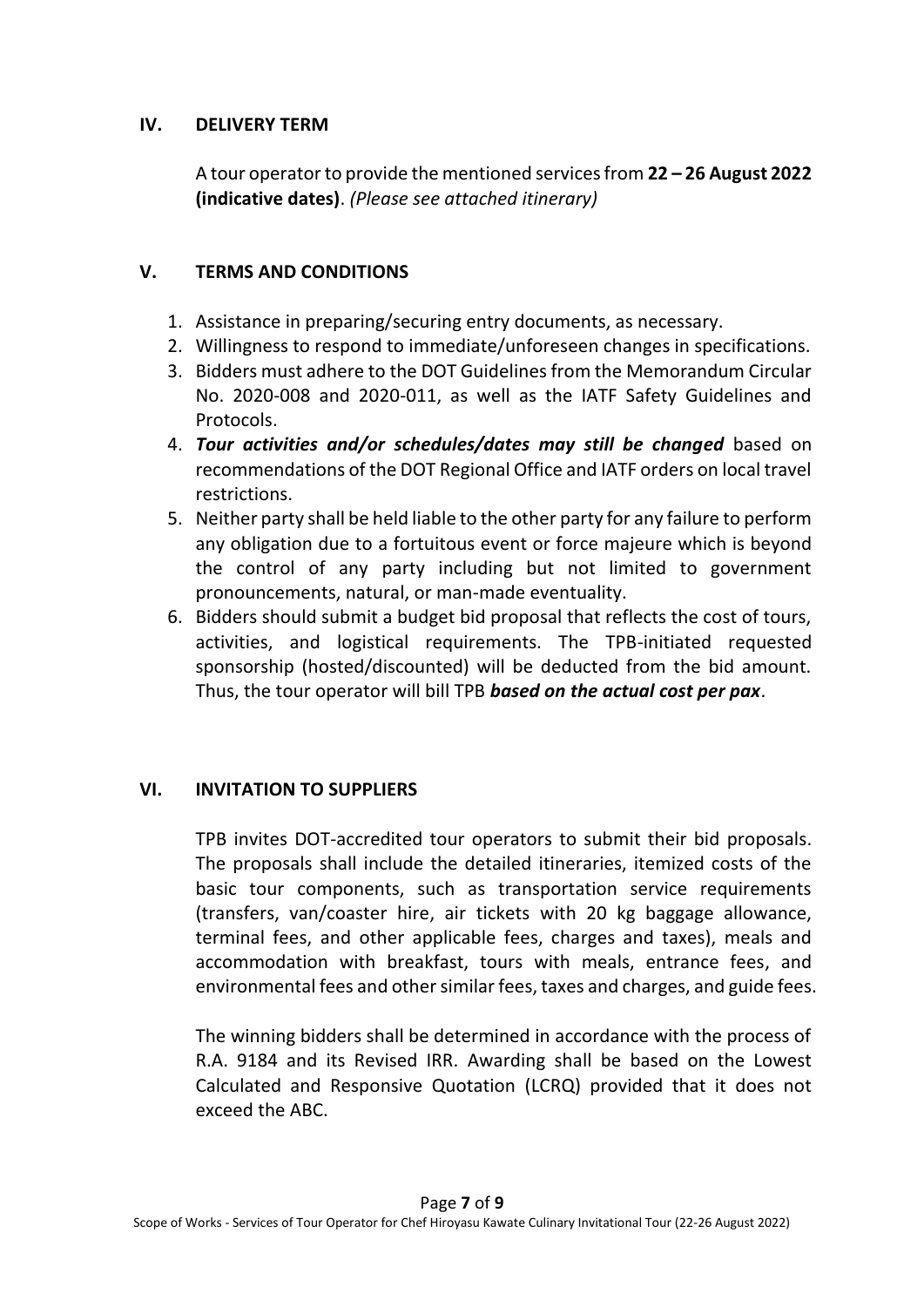## IV. DELIVERY TERM

A tour operator to provide the mentioned services from **22 – 26 August 2022 (indicative dates)**. *(Please see attached itinerary)*

## V. TERMS AND CONDITIONS

1. Assistance in preparing/securing entry documents, as necessary.
2. Willingness to respond to immediate/unforeseen changes in specifications.
3. Bidders must adhere to the DOT Guidelines from the Memorandum Circular No. 2020-008 and 2020-011, as well as the IATF Safety Guidelines and Protocols.
4. ***Tour activities and/or schedules/dates may still be changed*** based on recommendations of the DOT Regional Office and IATF orders on local travel restrictions.
5. Neither party shall be held liable to the other party for any failure to perform any obligation due to a fortuitous event or force majeure which is beyond the control of any party including but not limited to government pronouncements, natural, or man-made eventuality.
6. Bidders should submit a budget bid proposal that reflects the cost of tours, activities, and logistical requirements. The TPB-initiated requested sponsorship (hosted/discounted) will be deducted from the bid amount. Thus, the tour operator will bill TPB ***based on the actual cost per pax***.

## VI. INVITATION TO SUPPLIERS

TPB invites DOT-accredited tour operators to submit their bid proposals. The proposals shall include the detailed itineraries, itemized costs of the basic tour components, such as transportation service requirements (transfers, van/coaster hire, air tickets with 20 kg baggage allowance, terminal fees, and other applicable fees, charges and taxes), meals and accommodation with breakfast, tours with meals, entrance fees, and environmental fees and other similar fees, taxes and charges, and guide fees.

The winning bidders shall be determined in accordance with the process of R.A. 9184 and its Revised IRR. Awarding shall be based on the Lowest Calculated and Responsive Quotation (LCRQ) provided that it does not exceed the ABC.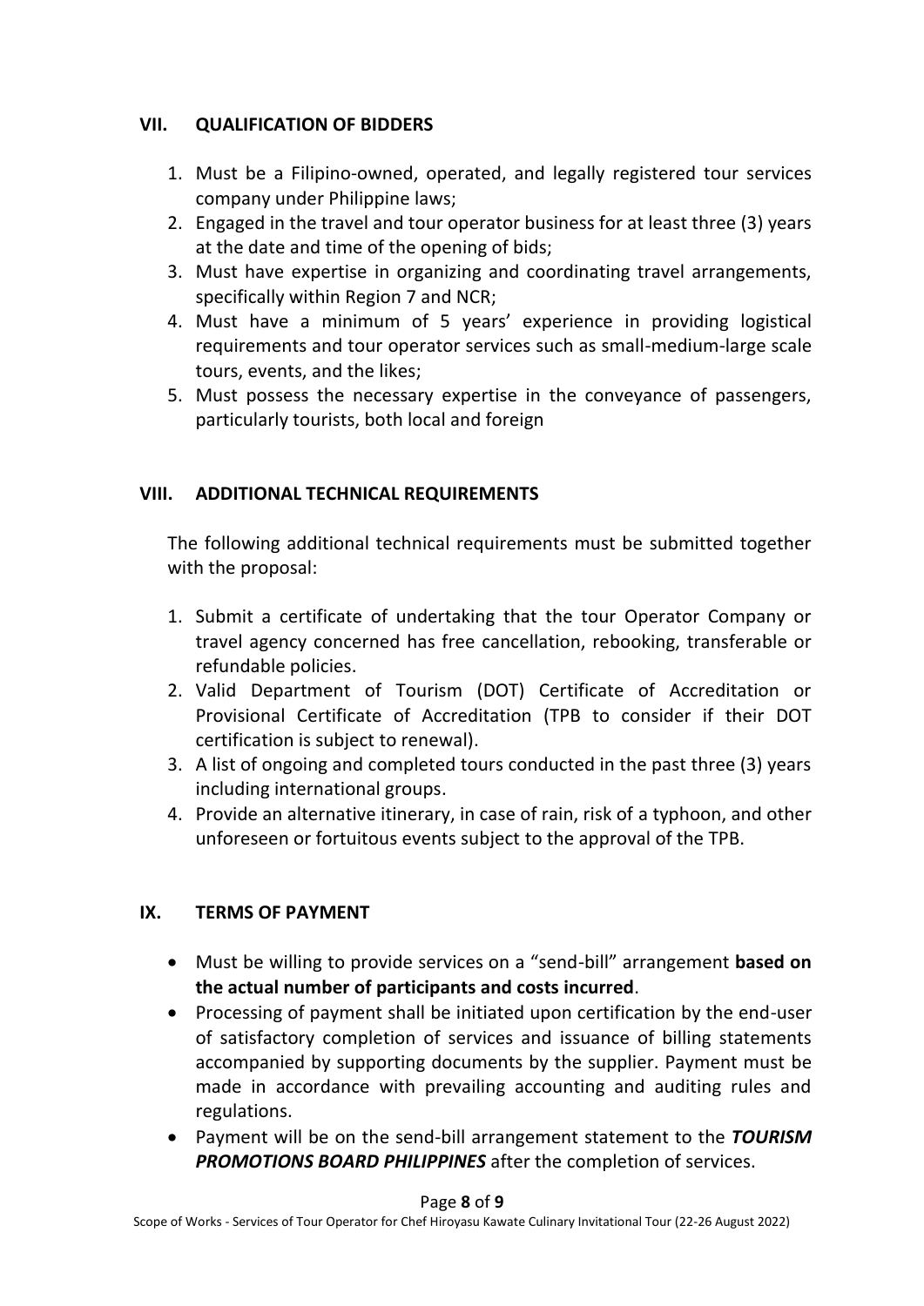## VII. QUALIFICATION OF BIDDERS

1. Must be a Filipino-owned, operated, and legally registered tour services company under Philippine laws;
2. Engaged in the travel and tour operator business for at least three (3) years at the date and time of the opening of bids;
3. Must have expertise in organizing and coordinating travel arrangements, specifically within Region 7 and NCR;
4. Must have a minimum of 5 years' experience in providing logistical requirements and tour operator services such as small-medium-large scale tours, events, and the likes;
5. Must possess the necessary expertise in the conveyance of passengers, particularly tourists, both local and foreign

## VIII. ADDITIONAL TECHNICAL REQUIREMENTS

The following additional technical requirements must be submitted together with the proposal:

1. Submit a certificate of undertaking that the tour Operator Company or travel agency concerned has free cancellation, rebooking, transferable or refundable policies.
2. Valid Department of Tourism (DOT) Certificate of Accreditation or Provisional Certificate of Accreditation (TPB to consider if their DOT certification is subject to renewal).
3. A list of ongoing and completed tours conducted in the past three (3) years including international groups.
4. Provide an alternative itinerary, in case of rain, risk of a typhoon, and other unforeseen or fortuitous events subject to the approval of the TPB.

## IX. TERMS OF PAYMENT

- Must be willing to provide services on a "send-bill" arrangement **based on the actual number of participants and costs incurred**.
- Processing of payment shall be initiated upon certification by the end-user of satisfactory completion of services and issuance of billing statements accompanied by supporting documents by the supplier. Payment must be made in accordance with prevailing accounting and auditing rules and regulations.
- Payment will be on the send-bill arrangement statement to the ***TOURISM PROMOTIONS BOARD PHILIPPINES*** after the completion of services.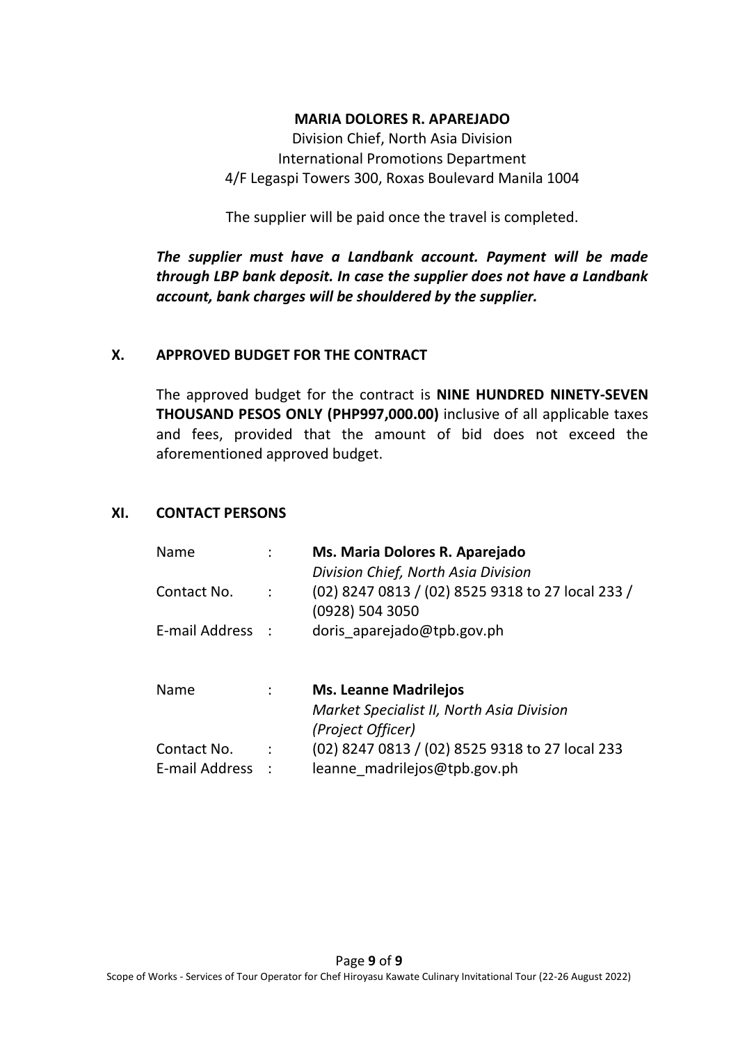**MARIA DOLORES R. APAREJADO**
Division Chief, North Asia Division
International Promotions Department
4/F Legaspi Towers 300, Roxas Boulevard Manila 1004

The supplier will be paid once the travel is completed.

***The supplier must have a Landbank account. Payment will be made through LBP bank deposit. In case the supplier does not have a Landbank account, bank charges will be shouldered by the supplier.***

## X. APPROVED BUDGET FOR THE CONTRACT

The approved budget for the contract is **NINE HUNDRED NINETY-SEVEN THOUSAND PESOS ONLY (PHP997,000.00)** inclusive of all applicable taxes and fees, provided that the amount of bid does not exceed the aforementioned approved budget.

## XI. CONTACT PERSONS

| | | |
|---|---|---|
| Name | : | **Ms. Maria Dolores R. Aparejado**<br>*Division Chief, North Asia Division* |
| Contact No. | : | (02) 8247 0813 / (02) 8525 9318 to 27 local 233 / (0928) 504 3050 |
| E-mail Address | : | doris_aparejado@tpb.gov.ph |

| | | |
|---|---|---|
| Name | : | **Ms. Leanne Madrilejos**<br>*Market Specialist II, North Asia Division (Project Officer)* |
| Contact No. | : | (02) 8247 0813 / (02) 8525 9318 to 27 local 233 |
| E-mail Address | : | leanne_madrilejos@tpb.gov.ph |